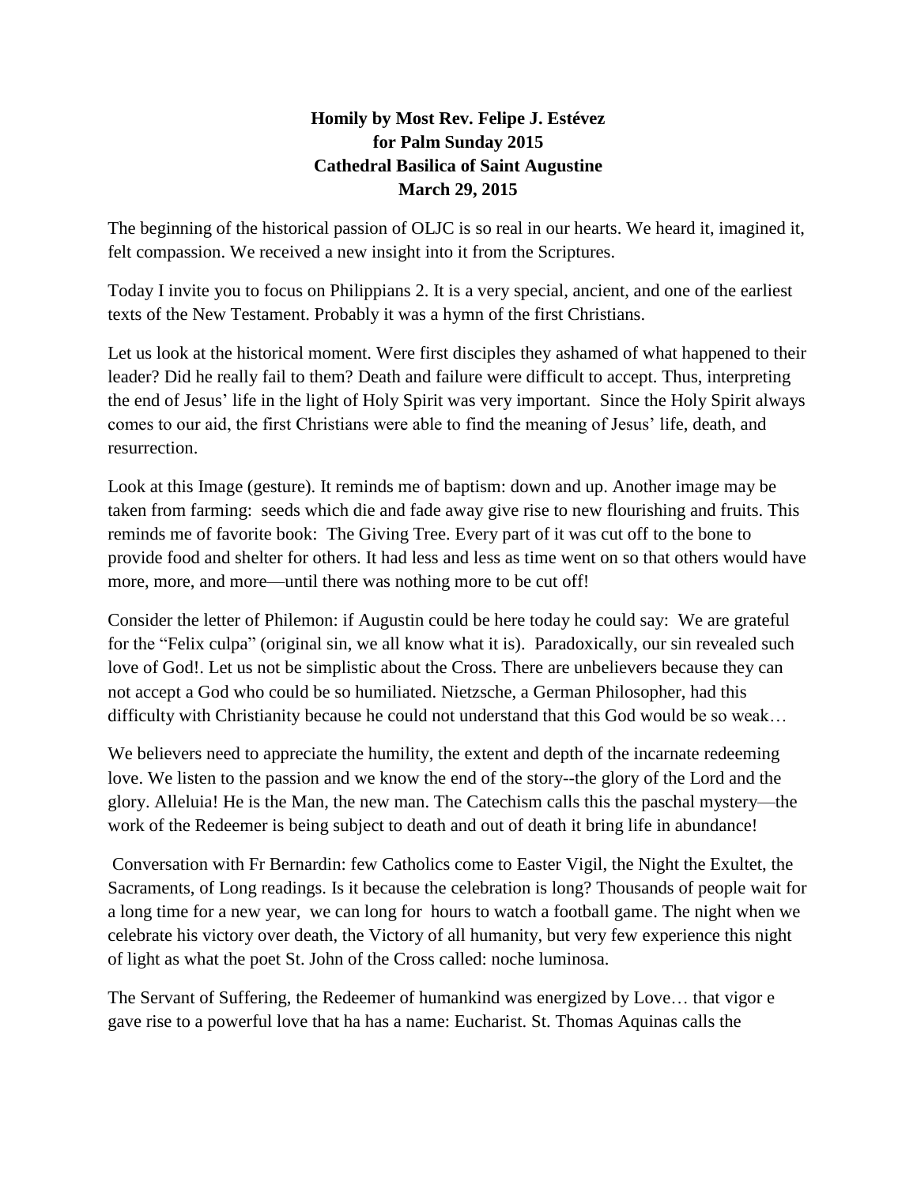**Homily by Most Rev. Felipe J. Estévez**
**for Palm Sunday 2015**
**Cathedral Basilica of Saint Augustine**
**March 29, 2015**

The beginning of the historical passion of OLJC is so real in our hearts. We heard it, imagined it, felt compassion. We received a new insight into it from the Scriptures.

Today I invite you to focus on Philippians 2. It is a very special, ancient, and one of the earliest texts of the New Testament. Probably it was a hymn of the first Christians.

Let us look at the historical moment. Were first disciples they ashamed of what happened to their leader? Did he really fail to them? Death and failure were difficult to accept. Thus, interpreting the end of Jesus' life in the light of Holy Spirit was very important. Since the Holy Spirit always comes to our aid, the first Christians were able to find the meaning of Jesus' life, death, and resurrection.

Look at this Image (gesture). It reminds me of baptism: down and up. Another image may be taken from farming: seeds which die and fade away give rise to new flourishing and fruits. This reminds me of favorite book: The Giving Tree. Every part of it was cut off to the bone to provide food and shelter for others. It had less and less as time went on so that others would have more, more, and more—until there was nothing more to be cut off!

Consider the letter of Philemon: if Augustin could be here today he could say: We are grateful for the "Felix culpa" (original sin, we all know what it is). Paradoxically, our sin revealed such love of God!. Let us not be simplistic about the Cross. There are unbelievers because they can not accept a God who could be so humiliated. Nietzsche, a German Philosopher, had this difficulty with Christianity because he could not understand that this God would be so weak…

We believers need to appreciate the humility, the extent and depth of the incarnate redeeming love. We listen to the passion and we know the end of the story--the glory of the Lord and the glory. Alleluia! He is the Man, the new man. The Catechism calls this the paschal mystery—the work of the Redeemer is being subject to death and out of death it bring life in abundance!

Conversation with Fr Bernardin: few Catholics come to Easter Vigil, the Night the Exultet, the Sacraments, of Long readings. Is it because the celebration is long? Thousands of people wait for a long time for a new year, we can long for hours to watch a football game. The night when we celebrate his victory over death, the Victory of all humanity, but very few experience this night of light as what the poet St. John of the Cross called: noche luminosa.

The Servant of Suffering, the Redeemer of humankind was energized by Love… that vigor e gave rise to a powerful love that ha has a name: Eucharist. St. Thomas Aquinas calls the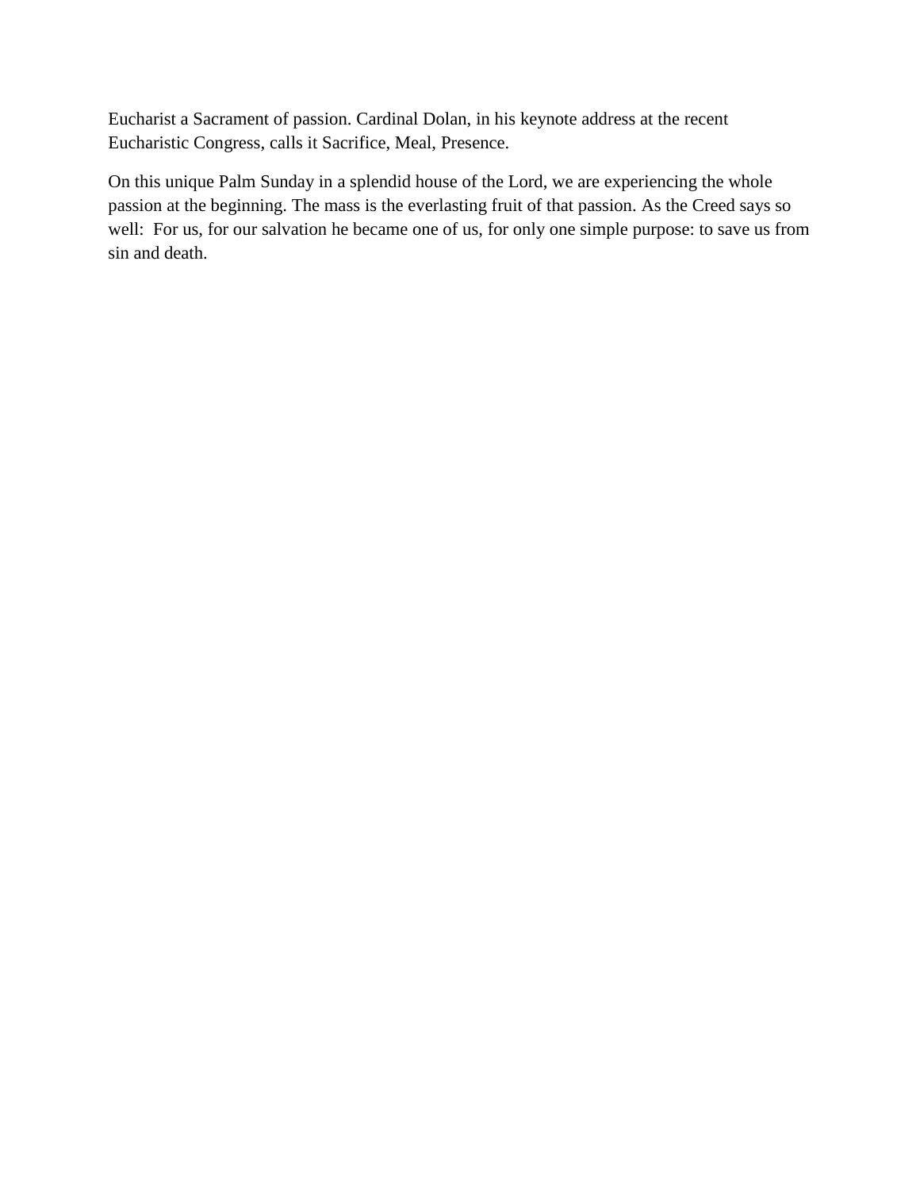Eucharist a Sacrament of passion. Cardinal Dolan, in his keynote address at the recent Eucharistic Congress, calls it Sacrifice, Meal, Presence.

On this unique Palm Sunday in a splendid house of the Lord, we are experiencing the whole passion at the beginning. The mass is the everlasting fruit of that passion. As the Creed says so well:  For us, for our salvation he became one of us, for only one simple purpose: to save us from sin and death.